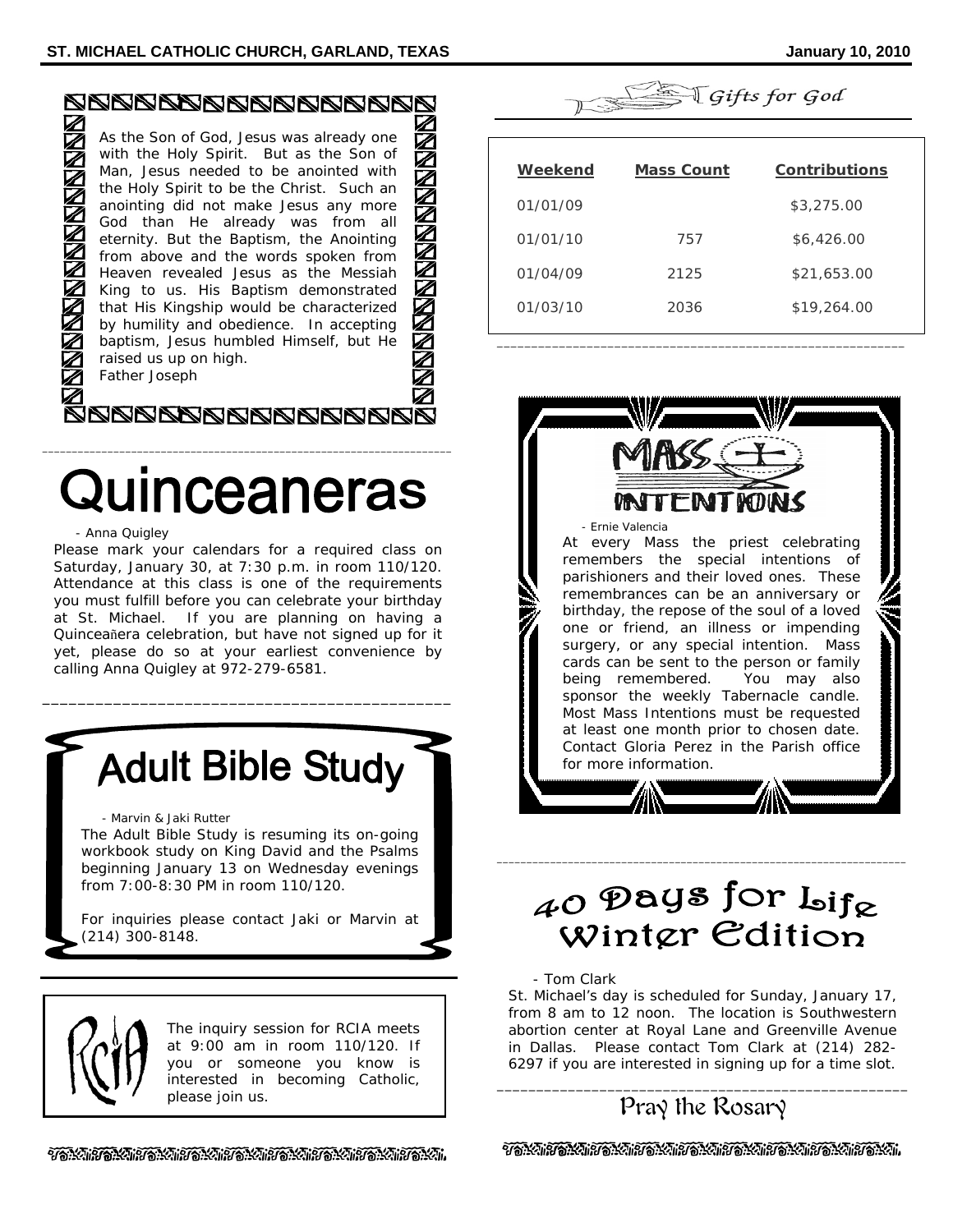As the Son of God, Jesus was already one with the Holy Spirit. But as the Son of Man, Jesus needed to be anointed with the Holy Spirit to be the Christ. Such an anointing did not make Jesus any more God than He already was from all eternity. But the Baptism, the Anointing from above and the words spoken from Heaven revealed Jesus as the Messiah King to us. His Baptism demonstrated that His Kingship would be characterized by humility and obedience. In accepting baptism, Jesus humbled Himself, but He raised us up on high.
Father Joseph

# Quinceaneras

- Anna Quigley

Please mark your calendars for a required class on Saturday, January 30, at 7:30 p.m. in room 110/120. Attendance at this class is one of the requirements you must fulfill before you can celebrate your birthday at St. Michael. If you are planning on having a Quinceañera celebration, but have not signed up for it yet, please do so at your earliest convenience by calling Anna Quigley at 972-279-6581.

# Adult Bible Study

- Marvin & Jaki Rutter

The Adult Bible Study is resuming its on-going workbook study on King David and the Psalms beginning January 13 on Wednesday evenings from 7:00-8:30 PM in room 110/120.

For inquiries please contact Jaki or Marvin at (214) 300-8148.

## RCIA

The inquiry session for RCIA meets at 9:00 am in room 110/120. If you or someone you know is interested in becoming Catholic, please join us.

## Gifts for God

| Weekend | Mass Count | Contributions |
|---|---|---|
| 01/01/09 | | $3,275.00 |
| 01/01/10 | 757 | $6,426.00 |
| 01/04/09 | 2125 | $21,653.00 |
| 01/03/10 | 2036 | $19,264.00 |

# Mass Intentions

- Ernie Valencia

At every Mass the priest celebrating remembers the special intentions of parishioners and their loved ones. These remembrances can be an anniversary or birthday, the repose of the soul of a loved one or friend, an illness or impending surgery, or any special intention. Mass cards can be sent to the person or family being remembered. You may also sponsor the weekly Tabernacle candle. Most Mass Intentions must be requested at least one month prior to chosen date. Contact Gloria Perez in the Parish office for more information.

# 40 Days for Life Winter Edition

- Tom Clark

St. Michael's day is scheduled for Sunday, January 17, from 8 am to 12 noon. The location is Southwestern abortion center at Royal Lane and Greenville Avenue in Dallas. Please contact Tom Clark at (214) 282-6297 if you are interested in signing up for a time slot.

## Pray the Rosary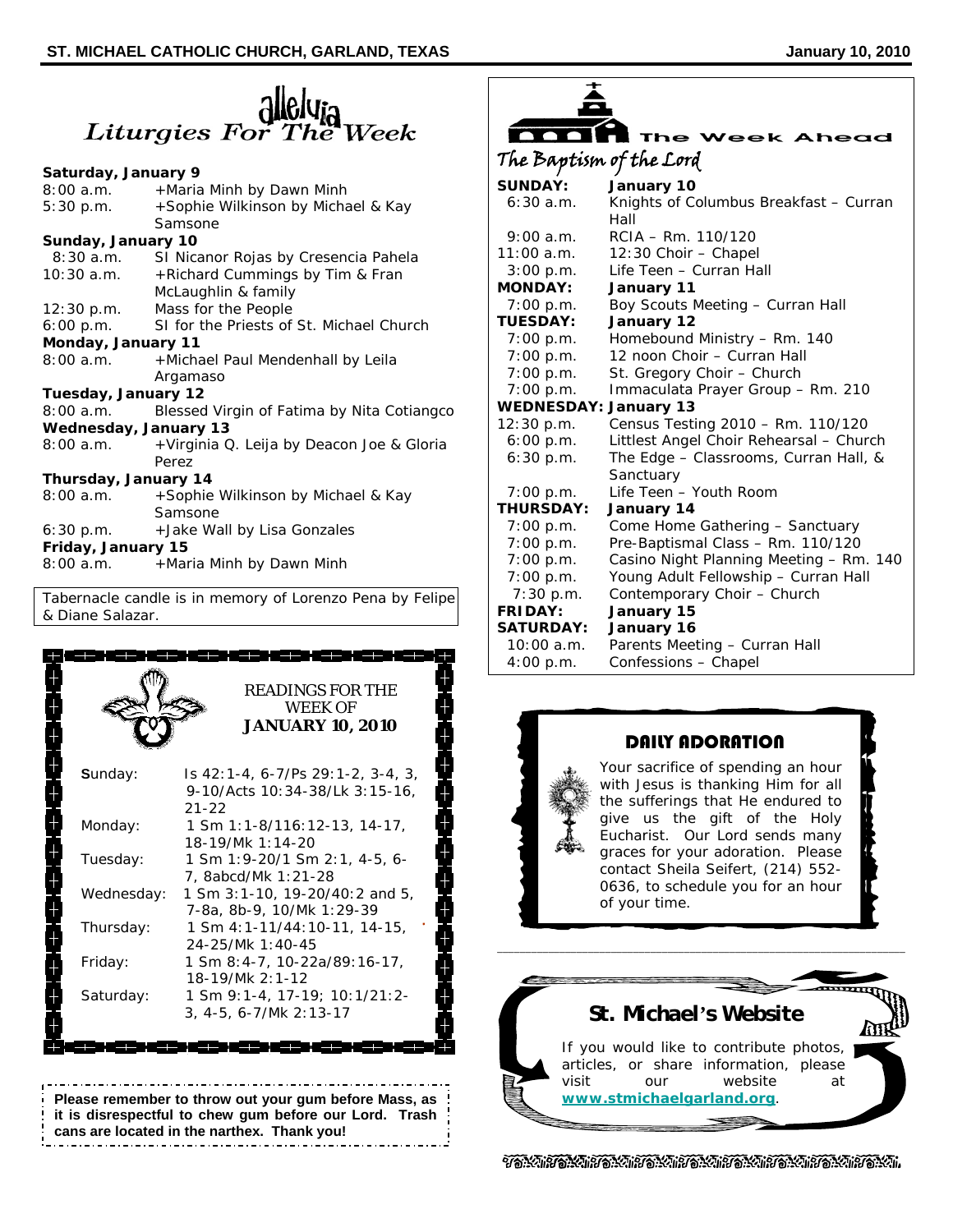# Liturgies For The Week

**Saturday, January 9**
8:00 a.m. +Maria Minh by Dawn Minh
5:30 p.m. +Sophie Wilkinson by Michael & Kay Samsone

**Sunday, January 10**
8:30 a.m. SI Nicanor Rojas by Cresencia Pahela
10:30 a.m. +Richard Cummings by Tim & Fran McLaughlin & family
12:30 p.m. Mass for the People
6:00 p.m. SI for the Priests of St. Michael Church

**Monday, January 11**
8:00 a.m. +Michael Paul Mendenhall by Leila Argamaso

**Tuesday, January 12**
8:00 a.m. Blessed Virgin of Fatima by Nita Cotiangco

**Wednesday, January 13**
8:00 a.m. +Virginia Q. Leija by Deacon Joe & Gloria Perez

**Thursday, January 14**
8:00 a.m. +Sophie Wilkinson by Michael & Kay Samsone
6:30 p.m. +Jake Wall by Lisa Gonzales

**Friday, January 15**
8:00 a.m. +Maria Minh by Dawn Minh

Tabernacle candle is in memory of Lorenzo Pena by Felipe & Diane Salazar.

## READINGS FOR THE WEEK OF JANUARY 10, 2010

| | |
|---|---|
| Sunday: | Is 42:1-4, 6-7/Ps 29:1-2, 3-4, 3, 9-10/Acts 10:34-38/Lk 3:15-16, 21-22 |
| Monday: | 1 Sm 1:1-8/116:12-13, 14-17, 18-19/Mk 1:14-20 |
| Tuesday: | 1 Sm 1:9-20/1 Sm 2:1, 4-5, 6-7, 8abcd/Mk 1:21-28 |
| Wednesday: | 1 Sm 3:1-10, 19-20/40:2 and 5, 7-8a, 8b-9, 10/Mk 1:29-39 |
| Thursday: | 1 Sm 4:1-11/44:10-11, 14-15, 24-25/Mk 1:40-45 |
| Friday: | 1 Sm 8:4-7, 10-22a/89:16-17, 18-19/Mk 2:1-12 |
| Saturday: | 1 Sm 9:1-4, 17-19; 10:1/21:2-3, 4-5, 6-7/Mk 2:13-17 |

**Please remember to throw out your gum before Mass, as it is disrespectful to chew gum before our Lord. Trash cans are located in the narthex. Thank you!**

# The Week Ahead

*The Baptism of the Lord*

**SUNDAY: January 10**
6:30 a.m. Knights of Columbus Breakfast – Curran Hall
9:00 a.m. RCIA – Rm. 110/120
11:00 a.m. 12:30 Choir – Chapel
3:00 p.m. Life Teen – Curran Hall

**MONDAY: January 11**
7:00 p.m. Boy Scouts Meeting – Curran Hall

**TUESDAY: January 12**
7:00 p.m. Homebound Ministry – Rm. 140
7:00 p.m. 12 noon Choir – Curran Hall
7:00 p.m. St. Gregory Choir – Church
7:00 p.m. Immaculata Prayer Group – Rm. 210

**WEDNESDAY: January 13**
12:30 p.m. Census Testing 2010 – Rm. 110/120
6:00 p.m. Littlest Angel Choir Rehearsal – Church
6:30 p.m. The Edge – Classrooms, Curran Hall, & Sanctuary
7:00 p.m. Life Teen – Youth Room

**THURSDAY: January 14**
7:00 p.m. Come Home Gathering – Sanctuary
7:00 p.m. Pre-Baptismal Class – Rm. 110/120
7:00 p.m. Casino Night Planning Meeting – Rm. 140
7:00 p.m. Young Adult Fellowship – Curran Hall
7:30 p.m. Contemporary Choir – Church

**FRIDAY: January 15**

**SATURDAY: January 16**
10:00 a.m. Parents Meeting – Curran Hall
4:00 p.m. Confessions – Chapel

## DAILY ADORATION

Your sacrifice of spending an hour with Jesus is thanking Him for all the sufferings that He endured to give us the gift of the Holy Eucharist. Our Lord sends many graces for your adoration. Please contact Sheila Seifert, (214) 552-0636, to schedule you for an hour of your time.

## St. Michael's Website

If you would like to contribute photos, articles, or share information, please visit our website at **www.stmichaelgarland.org**.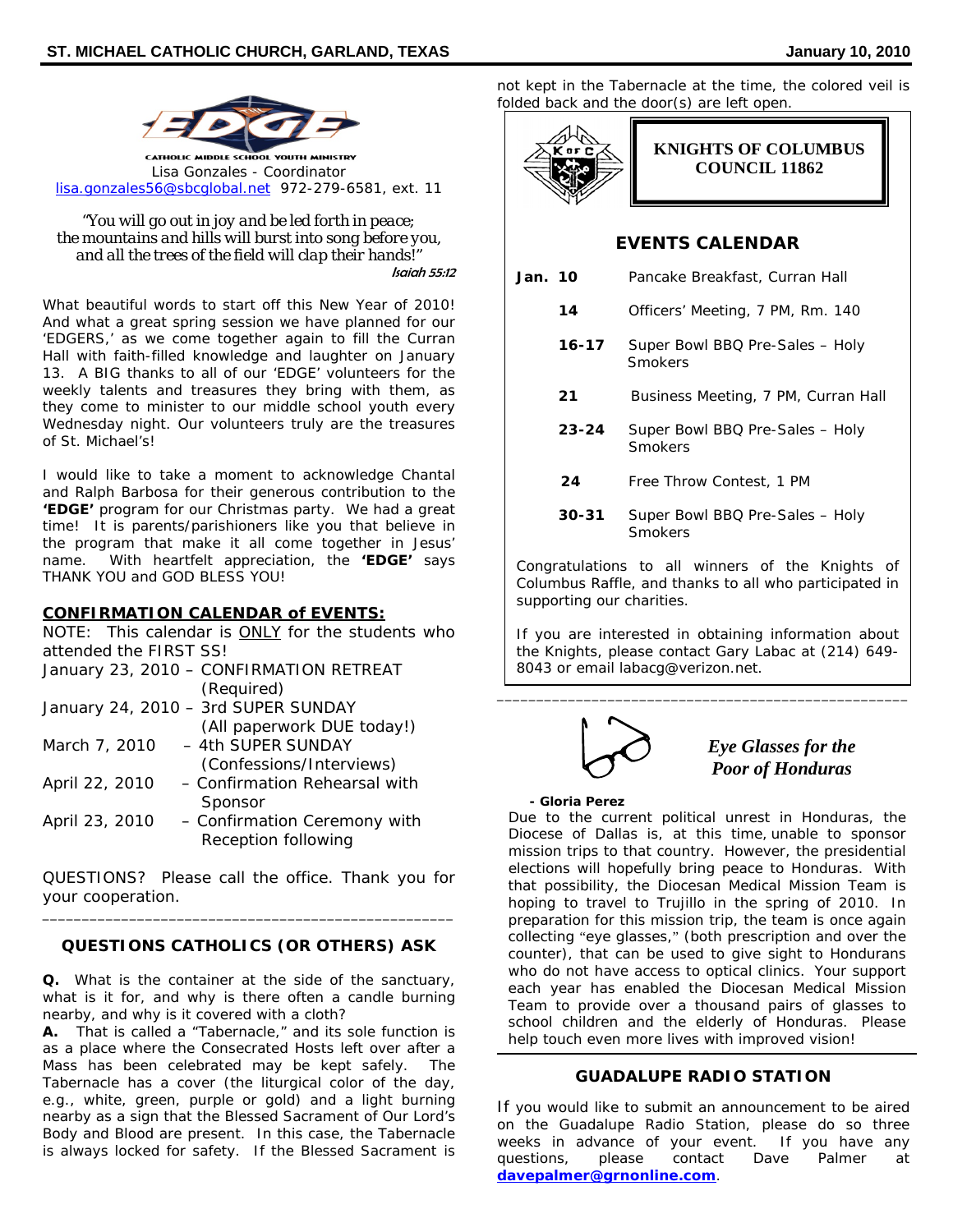**CATHOLIC MIDDLE SCHOOL YOUTH MINISTRY**

Lisa Gonzales - Coordinator
lisa.gonzales56@sbcglobal.net 972-279-6581, ext. 11

*"You will go out in joy and be led forth in peace; the mountains and hills will burst into song before you, and all the trees of the field will clap their hands!"*
*Isaiah 55:12*

What beautiful words to start off this New Year of 2010! And what a great spring session we have planned for our 'EDGERS,' as we come together again to fill the Curran Hall with faith-filled knowledge and laughter on January 13. A BIG thanks to all of our 'EDGE' volunteers for the weekly talents and treasures they bring with them, as they come to minister to our middle school youth every Wednesday night. Our volunteers truly are the treasures of St. Michael's!

I would like to take a moment to acknowledge Chantal and Ralph Barbosa for their generous contribution to the **'EDGE'** program for our Christmas party. We had a great time! It is parents/parishioners like you that believe in the program that make it all come together in Jesus' name. With heartfelt appreciation, the **'EDGE'** says THANK YOU and GOD BLESS YOU!

**CONFIRMATION CALENDAR of EVENTS:**

NOTE: This calendar is ONLY for the students who attended the FIRST SS!

| | |
|---|---|
| January 23, 2010 | – CONFIRMATION RETREAT (Required) |
| January 24, 2010 | – 3rd SUPER SUNDAY (All paperwork DUE today!) |
| March 7, 2010 | – 4th SUPER SUNDAY (Confessions/Interviews) |
| April 22, 2010 | – Confirmation Rehearsal with Sponsor |
| April 23, 2010 | – Confirmation Ceremony with Reception following |

QUESTIONS? Please call the office. Thank you for your cooperation.

---

## QUESTIONS CATHOLICS (OR OTHERS) ASK

**Q.** What is the container at the side of the sanctuary, what is it for, and why is there often a candle burning nearby, and why is it covered with a cloth?

**A.** That is called a "Tabernacle," and its sole function is as a place where the Consecrated Hosts left over after a Mass has been celebrated may be kept safely. The Tabernacle has a cover (the liturgical color of the day, e.g., white, green, purple or gold) and a light burning nearby as a sign that the Blessed Sacrament of Our Lord's Body and Blood are present. In this case, the Tabernacle is always locked for safety. If the Blessed Sacrament is not kept in the Tabernacle at the time, the colored veil is folded back and the door(s) are left open.

## KNIGHTS OF COLUMBUS COUNCIL 11862

### EVENTS CALENDAR

| | |
|---|---|
| **Jan. 10** | Pancake Breakfast, Curran Hall |
| **14** | Officers' Meeting, 7 PM, Rm. 140 |
| **16-17** | Super Bowl BBQ Pre-Sales – Holy Smokers |
| **21** | Business Meeting, 7 PM, Curran Hall |
| **23-24** | Super Bowl BBQ Pre-Sales – Holy Smokers |
| **24** | Free Throw Contest, 1 PM |
| **30-31** | Super Bowl BBQ Pre-Sales – Holy Smokers |

Congratulations to all winners of the Knights of Columbus Raffle, and thanks to all who participated in supporting our charities.

If you are interested in obtaining information about the Knights, please contact Gary Labac at (214) 649-8043 or email labacg@verizon.net.

---

## *Eye Glasses for the Poor of Honduras*

**- Gloria Perez**

Due to the current political unrest in Honduras, the Diocese of Dallas is, at this time, unable to sponsor mission trips to that country. However, the presidential elections will hopefully bring peace to Honduras. With that possibility, the Diocesan Medical Mission Team is hoping to travel to Trujillo in the spring of 2010. In preparation for this mission trip, the team is once again collecting "eye glasses," (both prescription and over the counter), that can be used to give sight to Hondurans who do not have access to optical clinics. Your support each year has enabled the Diocesan Medical Mission Team to provide over a thousand pairs of glasses to school children and the elderly of Honduras. Please help touch even more lives with improved vision!

## GUADALUPE RADIO STATION

If you would like to submit an announcement to be aired on the Guadalupe Radio Station, please do so three weeks in advance of your event. If you have any questions, please contact Dave Palmer at **davepalmer@grnonline.com**.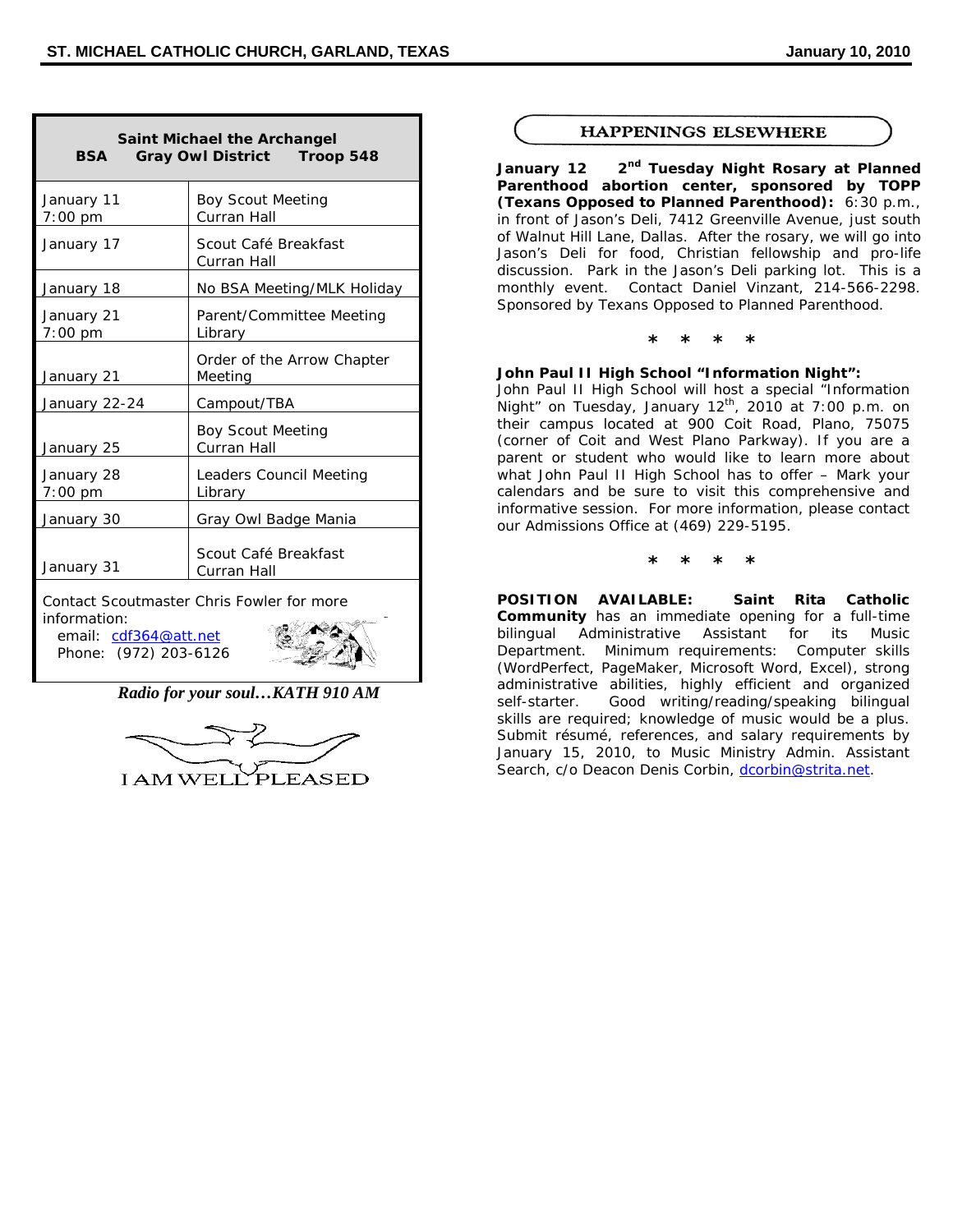| Saint Michael the Archangel<br>BSA Gray Owl District Troop 548 | |
|---|---|
| January 11<br>7:00 pm | Boy Scout Meeting<br>Curran Hall |
| January 17 | Scout Café Breakfast<br>Curran Hall |
| January 18 | No BSA Meeting/MLK Holiday |
| January 21<br>7:00 pm | Parent/Committee Meeting<br>Library |
| January 21 | Order of the Arrow Chapter Meeting |
| January 22-24 | Campout/TBA |
| January 25 | Boy Scout Meeting<br>Curran Hall |
| January 28<br>7:00 pm | Leaders Council Meeting<br>Library |
| January 30 | Gray Owl Badge Mania |
| January 31 | Scout Café Breakfast<br>Curran Hall |

Contact Scoutmaster Chris Fowler for more information:
email: cdf364@att.net
Phone: (972) 203-6126

***Radio for your soul…KATH 910 AM***

I AM WELL PLEASED

## HAPPENINGS ELSEWHERE

**January 12 2nd Tuesday Night Rosary at Planned Parenthood abortion center, sponsored by TOPP (Texans Opposed to Planned Parenthood):** 6:30 p.m., in front of Jason's Deli, 7412 Greenville Avenue, just south of Walnut Hill Lane, Dallas. After the rosary, we will go into Jason's Deli for food, Christian fellowship and pro-life discussion. Park in the Jason's Deli parking lot. This is a monthly event. Contact Daniel Vinzant, 214-566-2298. Sponsored by Texans Opposed to Planned Parenthood.

\* \* \* \*

**John Paul II High School "Information Night":** John Paul II High School will host a special "Information Night" on Tuesday, January 12th, 2010 at 7:00 p.m. on their campus located at 900 Coit Road, Plano, 75075 (corner of Coit and West Plano Parkway). If you are a parent or student who would like to learn more about what John Paul II High School has to offer – Mark your calendars and be sure to visit this comprehensive and informative session. For more information, please contact our Admissions Office at (469) 229-5195.

\* \* \* \*

**POSITION AVAILABLE: Saint Rita Catholic Community** has an immediate opening for a full-time bilingual Administrative Assistant for its Music Department. Minimum requirements: Computer skills (WordPerfect, PageMaker, Microsoft Word, Excel), strong administrative abilities, highly efficient and organized self-starter. Good writing/reading/speaking bilingual skills are required; knowledge of music would be a plus. Submit résumé, references, and salary requirements by January 15, 2010, to Music Ministry Admin. Assistant Search, c/o Deacon Denis Corbin, dcorbin@strita.net.